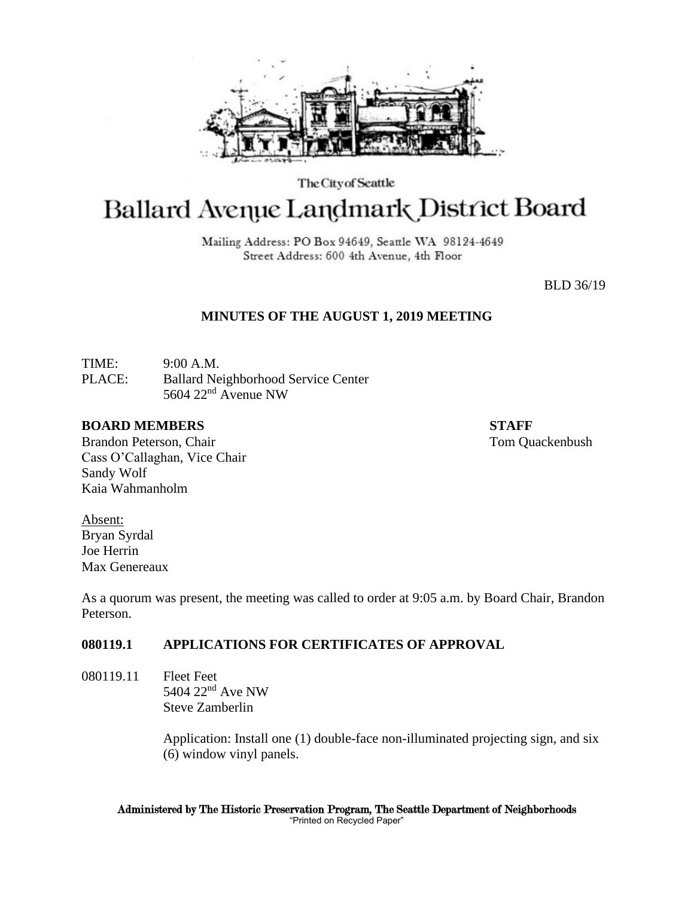The City of Seattle

# Ballard Avenue Landmark District Board

Mailing Address: PO Box 94649, Seattle WA 98124-4649
Street Address: 600 4th Avenue, 4th Floor

BLD 36/19

**MINUTES OF THE AUGUST 1, 2019 MEETING**

TIME: 9:00 A.M.
PLACE: Ballard Neighborhood Service Center
5604 22nd Avenue NW

**BOARD MEMBERS**
Brandon Peterson, Chair
Cass O'Callaghan, Vice Chair
Sandy Wolf
Kaia Wahmanholm

**STAFF**
Tom Quackenbush

Absent:
Bryan Syrdal
Joe Herrin
Max Genereaux

As a quorum was present, the meeting was called to order at 9:05 a.m. by Board Chair, Brandon Peterson.

**080119.1 APPLICATIONS FOR CERTIFICATES OF APPROVAL**

080119.11 Fleet Feet
5404 22nd Ave NW
Steve Zamberlin

Application: Install one (1) double-face non-illuminated projecting sign, and six (6) window vinyl panels.

Administered by The Historic Preservation Program, The Seattle Department of Neighborhoods
"Printed on Recycled Paper"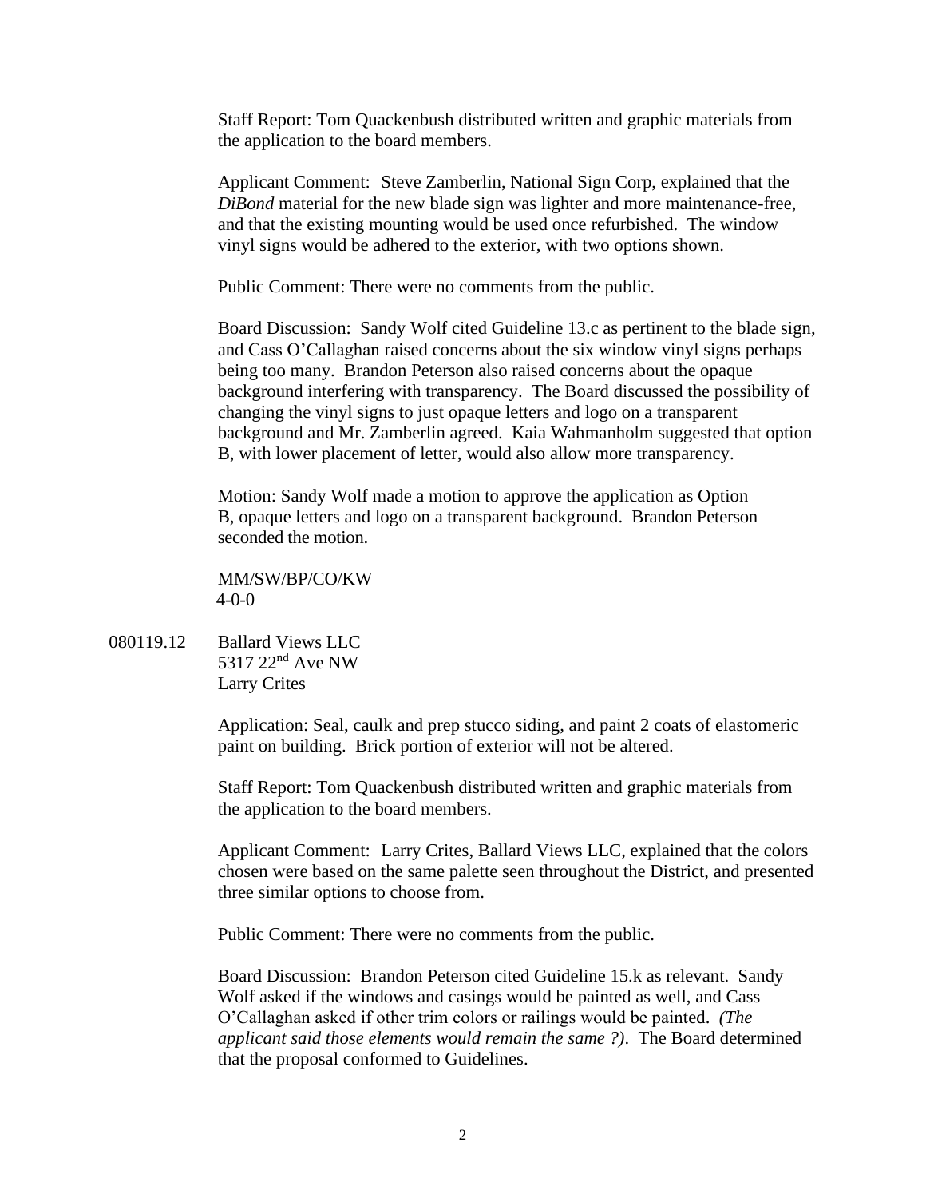Staff Report: Tom Quackenbush distributed written and graphic materials from the application to the board members.

Applicant Comment: Steve Zamberlin, National Sign Corp, explained that the *DiBond* material for the new blade sign was lighter and more maintenance-free, and that the existing mounting would be used once refurbished. The window vinyl signs would be adhered to the exterior, with two options shown.

Public Comment: There were no comments from the public.

Board Discussion: Sandy Wolf cited Guideline 13.c as pertinent to the blade sign, and Cass O'Callaghan raised concerns about the six window vinyl signs perhaps being too many. Brandon Peterson also raised concerns about the opaque background interfering with transparency. The Board discussed the possibility of changing the vinyl signs to just opaque letters and logo on a transparent background and Mr. Zamberlin agreed. Kaia Wahmanholm suggested that option B, with lower placement of letter, would also allow more transparency.

Motion: Sandy Wolf made a motion to approve the application as Option B, opaque letters and logo on a transparent background. Brandon Peterson seconded the motion.

MM/SW/BP/CO/KW
4-0-0

080119.12 Ballard Views LLC
5317 22nd Ave NW
Larry Crites

Application: Seal, caulk and prep stucco siding, and paint 2 coats of elastomeric paint on building. Brick portion of exterior will not be altered.

Staff Report: Tom Quackenbush distributed written and graphic materials from the application to the board members.

Applicant Comment: Larry Crites, Ballard Views LLC, explained that the colors chosen were based on the same palette seen throughout the District, and presented three similar options to choose from.

Public Comment: There were no comments from the public.

Board Discussion: Brandon Peterson cited Guideline 15.k as relevant. Sandy Wolf asked if the windows and casings would be painted as well, and Cass O'Callaghan asked if other trim colors or railings would be painted. *(The applicant said those elements would remain the same ?)*. The Board determined that the proposal conformed to Guidelines.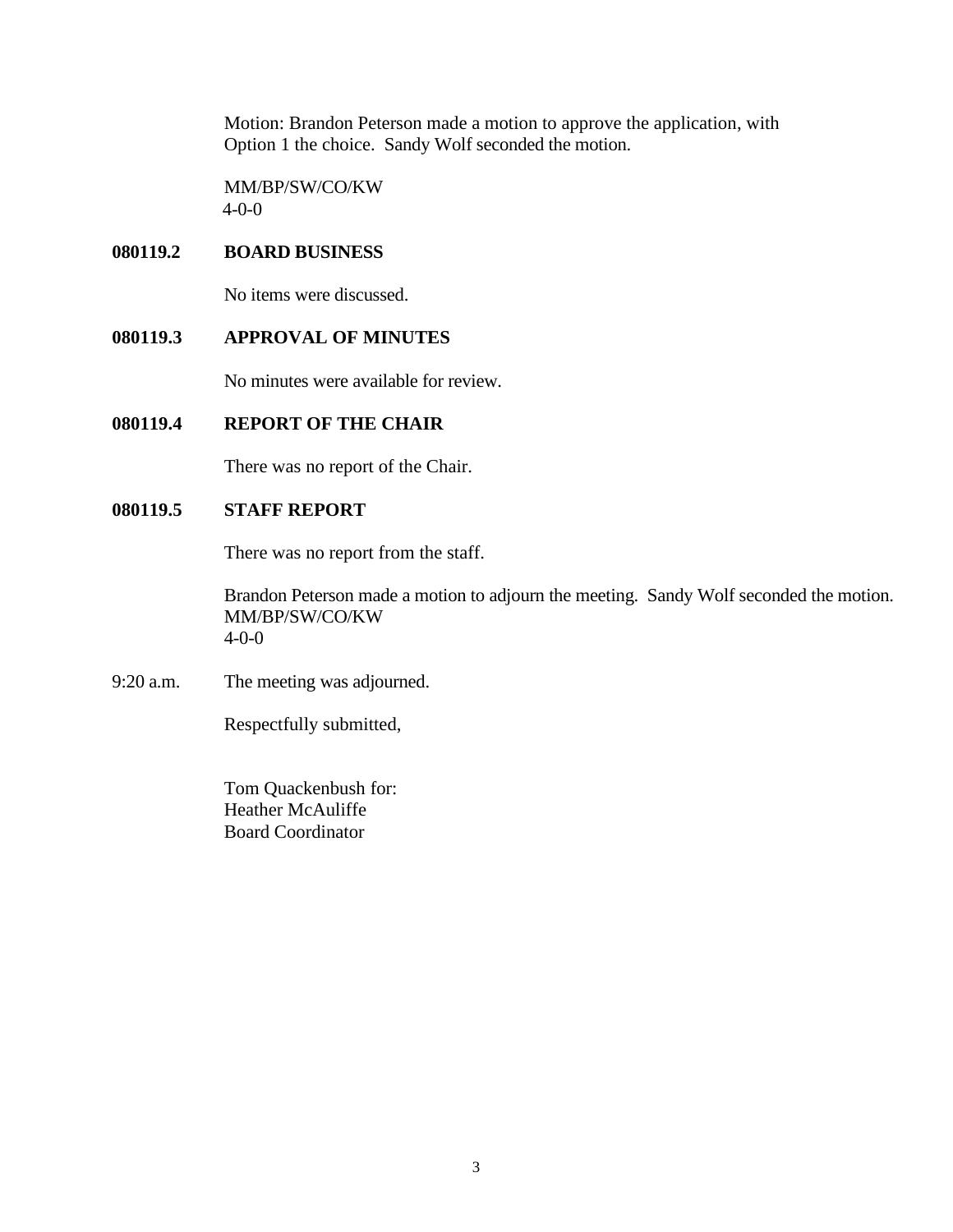Motion: Brandon Peterson made a motion to approve the application, with Option 1 the choice. Sandy Wolf seconded the motion.

MM/BP/SW/CO/KW
4-0-0

**080119.2 BOARD BUSINESS**

No items were discussed.

**080119.3 APPROVAL OF MINUTES**

No minutes were available for review.

**080119.4 REPORT OF THE CHAIR**

There was no report of the Chair.

**080119.5 STAFF REPORT**

There was no report from the staff.

Brandon Peterson made a motion to adjourn the meeting. Sandy Wolf seconded the motion.
MM/BP/SW/CO/KW
4-0-0

9:20 a.m. The meeting was adjourned.

Respectfully submitted,

Tom Quackenbush for:
Heather McAuliffe
Board Coordinator